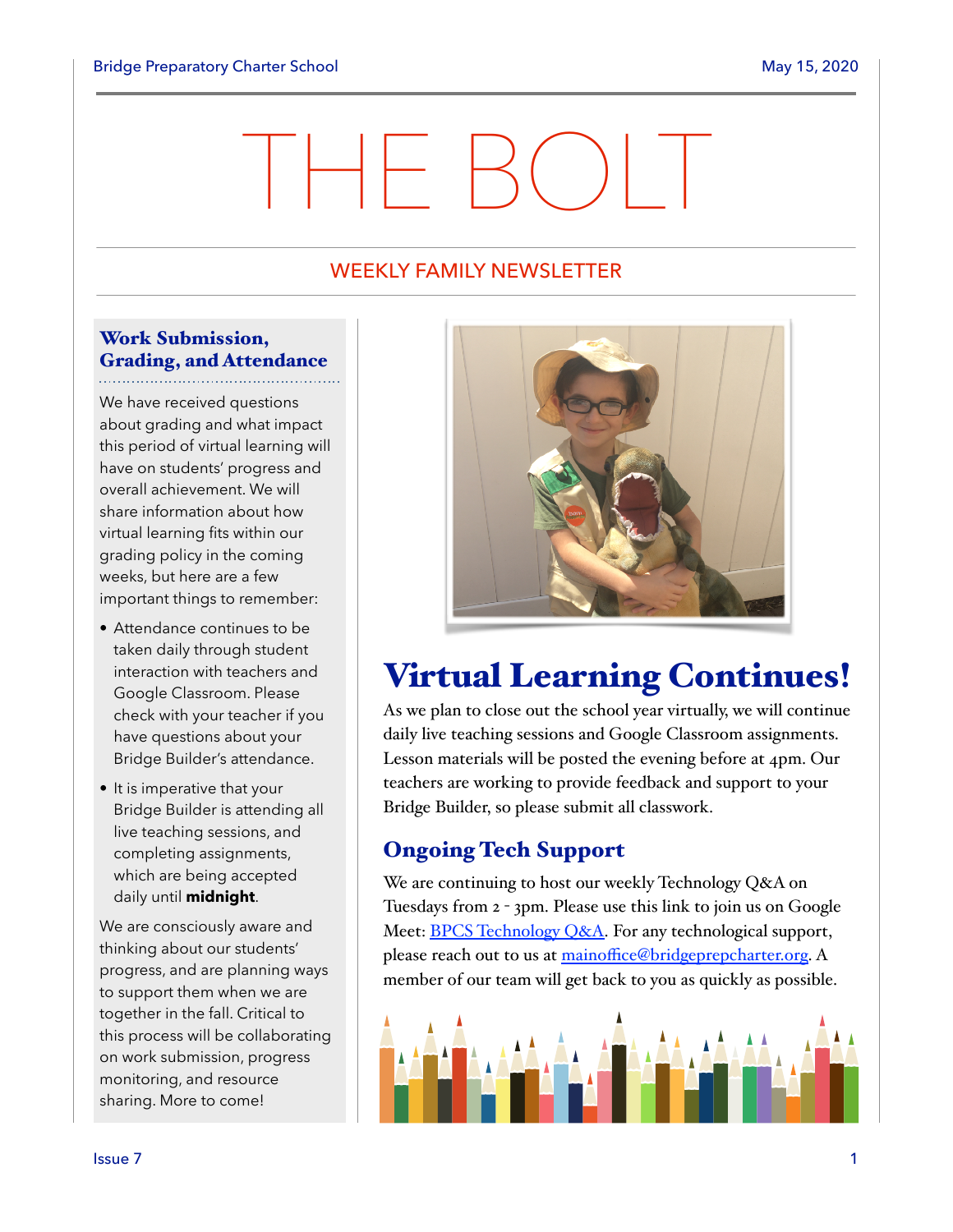# THE BOLT

## WEEKLY FAMILY NEWSLETTER

### Work Submission, Grading, and Attendance

We have received questions about grading and what impact this period of virtual learning will have on students' progress and overall achievement. We will share information about how virtual learning fits within our grading policy in the coming weeks, but here are a few important things to remember:

- Attendance continues to be taken daily through student interaction with teachers and Google Classroom. Please check with your teacher if you have questions about your Bridge Builder's attendance.
- It is imperative that your Bridge Builder is attending all live teaching sessions, and completing assignments, which are being accepted daily until **midnight**.

We are consciously aware and thinking about our students' progress, and are planning ways to support them when we are together in the fall. Critical to this process will be collaborating on work submission, progress monitoring, and resource sharing. More to come!

## Virtual Learning Continues!

As we plan to close out the school year virtually, we will continue daily live teaching sessions and Google Classroom assignments. Lesson materials will be posted the evening before at 4pm. Our teachers are working to provide feedback and support to your Bridge Builder, so please submit all classwork.

### Ongoing Tech Support

We are continuing to host our weekly Technology Q&A on Tuesdays from 2 - 3pm. Please use this link to join us on Google Meet: [BPCS Technology Q&A](). For any technological support, please reach out to us at [mainoffice@bridgeprepcharter.org](mailto:mainoffice@bridgeprepcharter.org). A member of our team will get back to you as quickly as possible.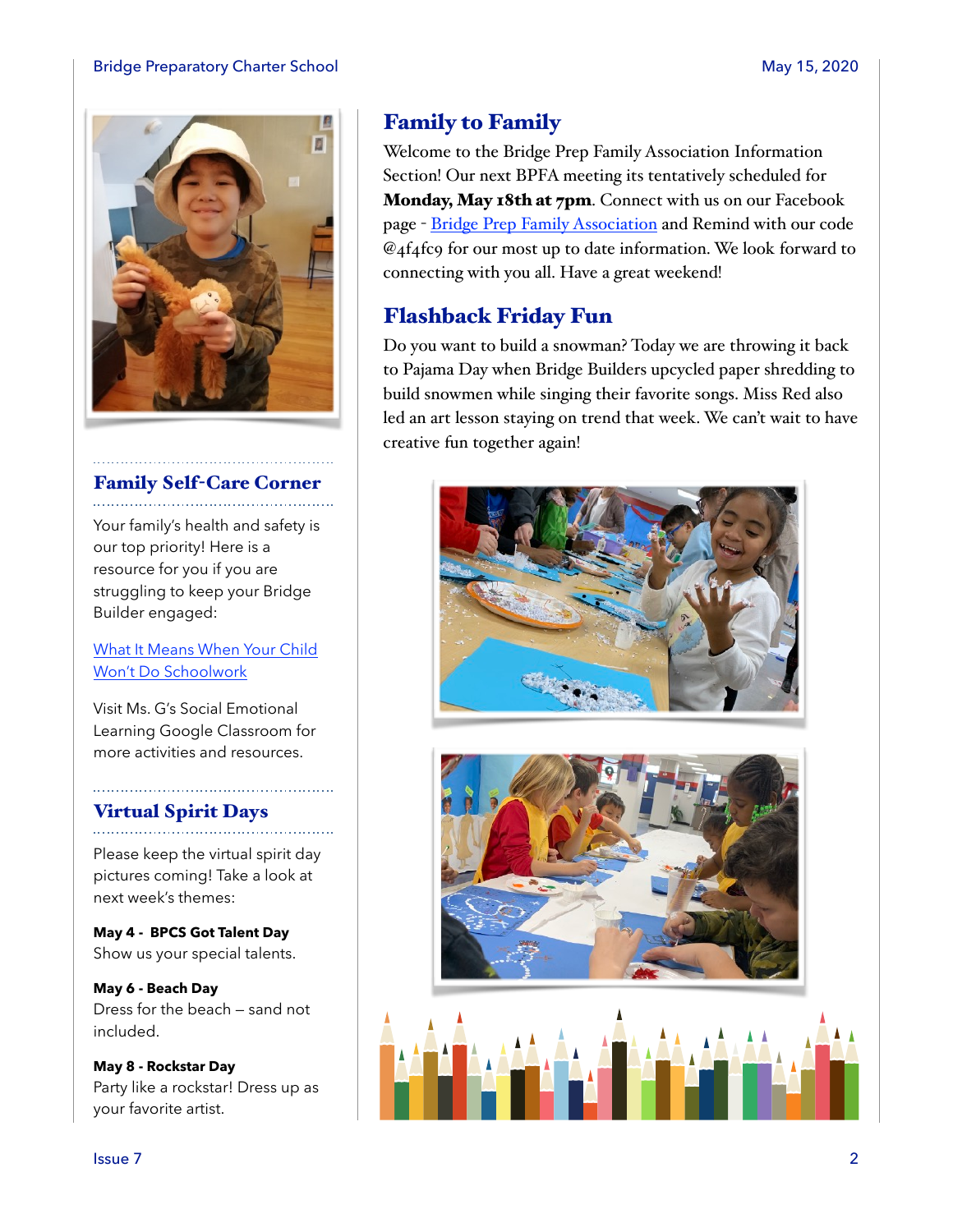## Family to Family

Welcome to the Bridge Prep Family Association Information Section! Our next BPFA meeting its tentatively scheduled for **Monday, May 18th at 7pm**. Connect with us on our Facebook page - Bridge Prep Family Association and Remind with our code @4f4fc9 for our most up to date information. We look forward to connecting with you all. Have a great weekend!

## Flashback Friday Fun

Do you want to build a snowman? Today we are throwing it back to Pajama Day when Bridge Builders upcycled paper shredding to build snowmen while singing their favorite songs. Miss Red also led an art lesson staying on trend that week. We can't wait to have creative fun together again!

## Family Self-Care Corner

Your family's health and safety is our top priority! Here is a resource for you if you are struggling to keep your Bridge Builder engaged:

What It Means When Your Child Won't Do Schoolwork

Visit Ms. G's Social Emotional Learning Google Classroom for more activities and resources.

## Virtual Spirit Days

Please keep the virtual spirit day pictures coming! Take a look at next week's themes:

**May 4 - BPCS Got Talent Day**
Show us your special talents.

**May 6 - Beach Day**
Dress for the beach – sand not included.

**May 8 - Rockstar Day**
Party like a rockstar! Dress up as your favorite artist.